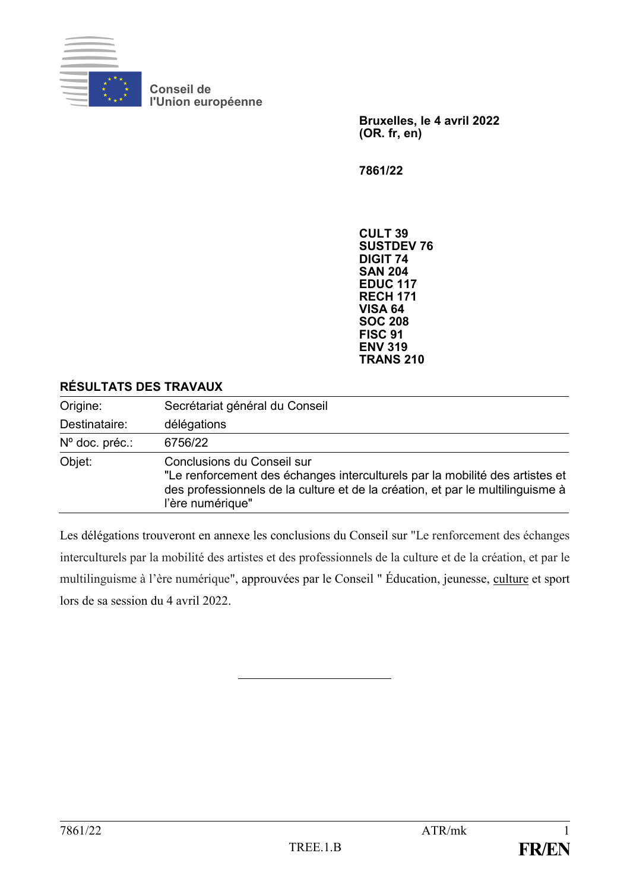Conseil de l'Union européenne

**Bruxelles, le 4 avril 2022**
**(OR. fr, en)**

**7861/22**

**CULT 39**
**SUSTDEV 76**
**DIGIT 74**
**SAN 204**
**EDUC 117**
**RECH 171**
**VISA 64**
**SOC 208**
**FISC 91**
**ENV 319**
**TRANS 210**

## RÉSULTATS DES TRAVAUX

| | |
|---|---|
| Origine: | Secrétariat général du Conseil |
| Destinataire: | délégations |
| Nº doc. préc.: | 6756/22 |
| Objet: | Conclusions du Conseil sur "Le renforcement des échanges interculturels par la mobilité des artistes et des professionnels de la culture et de la création, et par le multilinguisme à l'ère numérique" |

Les délégations trouveront en annexe les conclusions du Conseil sur "Le renforcement des échanges interculturels par la mobilité des artistes et des professionnels de la culture et de la création, et par le multilinguisme à l'ère numérique", approuvées par le Conseil " Éducation, jeunesse, culture et sport lors de sa session du 4 avril 2022.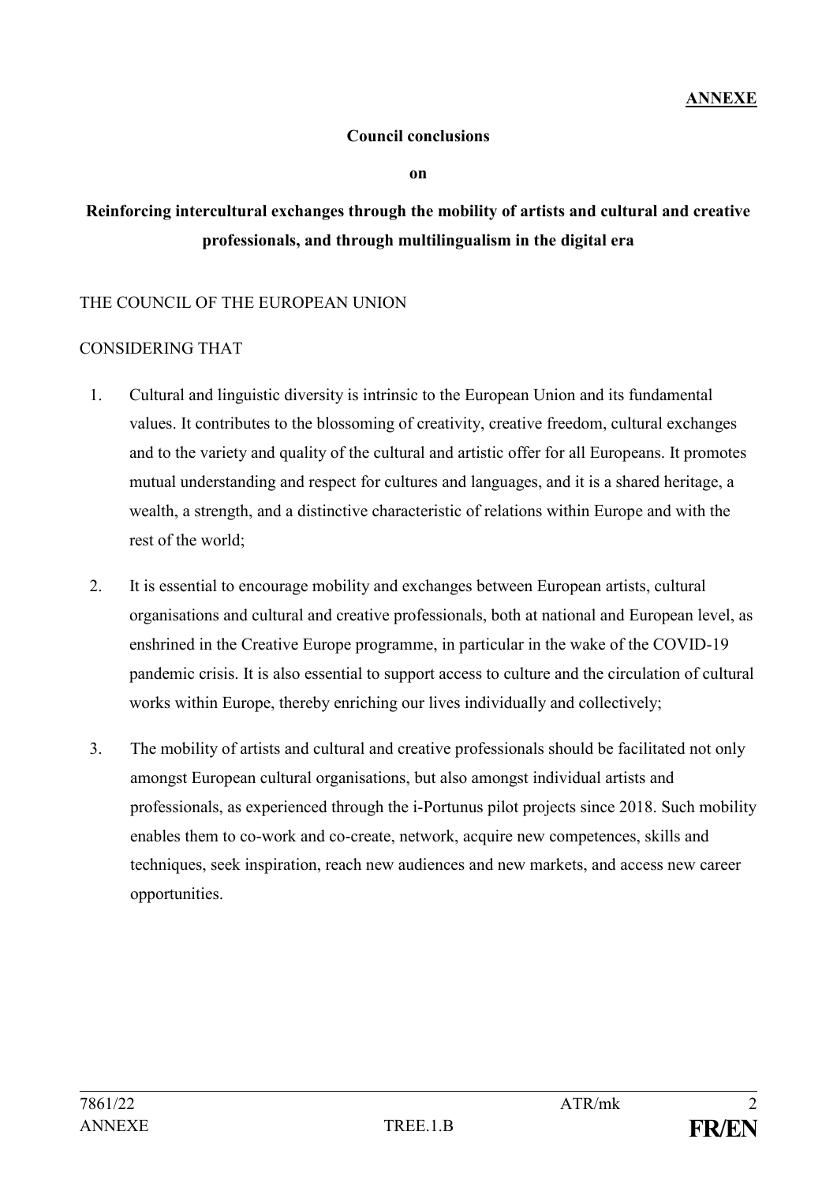**ANNEXE**

**Council conclusions**

**on**

## Reinforcing intercultural exchanges through the mobility of artists and cultural and creative professionals, and through multilingualism in the digital era

THE COUNCIL OF THE EUROPEAN UNION

CONSIDERING THAT

1. Cultural and linguistic diversity is intrinsic to the European Union and its fundamental values. It contributes to the blossoming of creativity, creative freedom, cultural exchanges and to the variety and quality of the cultural and artistic offer for all Europeans. It promotes mutual understanding and respect for cultures and languages, and it is a shared heritage, a wealth, a strength, and a distinctive characteristic of relations within Europe and with the rest of the world;

2. It is essential to encourage mobility and exchanges between European artists, cultural organisations and cultural and creative professionals, both at national and European level, as enshrined in the Creative Europe programme, in particular in the wake of the COVID-19 pandemic crisis. It is also essential to support access to culture and the circulation of cultural works within Europe, thereby enriching our lives individually and collectively;

3. The mobility of artists and cultural and creative professionals should be facilitated not only amongst European cultural organisations, but also amongst individual artists and professionals, as experienced through the i-Portunus pilot projects since 2018. Such mobility enables them to co-work and co-create, network, acquire new competences, skills and techniques, seek inspiration, reach new audiences and new markets, and access new career opportunities.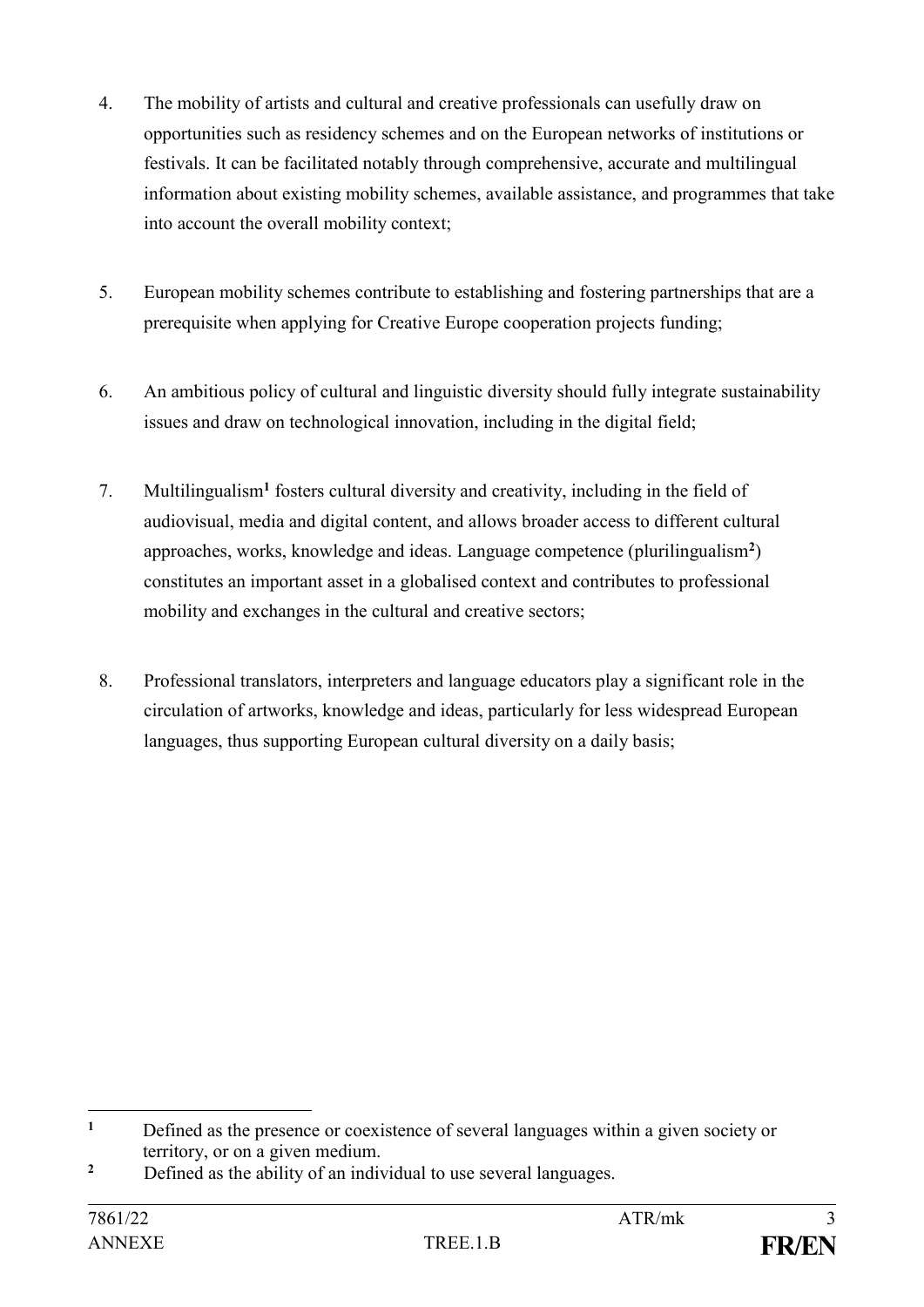4. The mobility of artists and cultural and creative professionals can usefully draw on opportunities such as residency schemes and on the European networks of institutions or festivals. It can be facilitated notably through comprehensive, accurate and multilingual information about existing mobility schemes, available assistance, and programmes that take into account the overall mobility context;

5. European mobility schemes contribute to establishing and fostering partnerships that are a prerequisite when applying for Creative Europe cooperation projects funding;

6. An ambitious policy of cultural and linguistic diversity should fully integrate sustainability issues and draw on technological innovation, including in the digital field;

7. Multilingualism[1] fosters cultural diversity and creativity, including in the field of audiovisual, media and digital content, and allows broader access to different cultural approaches, works, knowledge and ideas. Language competence (plurilingualism[2]) constitutes an important asset in a globalised context and contributes to professional mobility and exchanges in the cultural and creative sectors;

8. Professional translators, interpreters and language educators play a significant role in the circulation of artworks, knowledge and ideas, particularly for less widespread European languages, thus supporting European cultural diversity on a daily basis;

---

[1] Defined as the presence or coexistence of several languages within a given society or territory, or on a given medium.

[2] Defined as the ability of an individual to use several languages.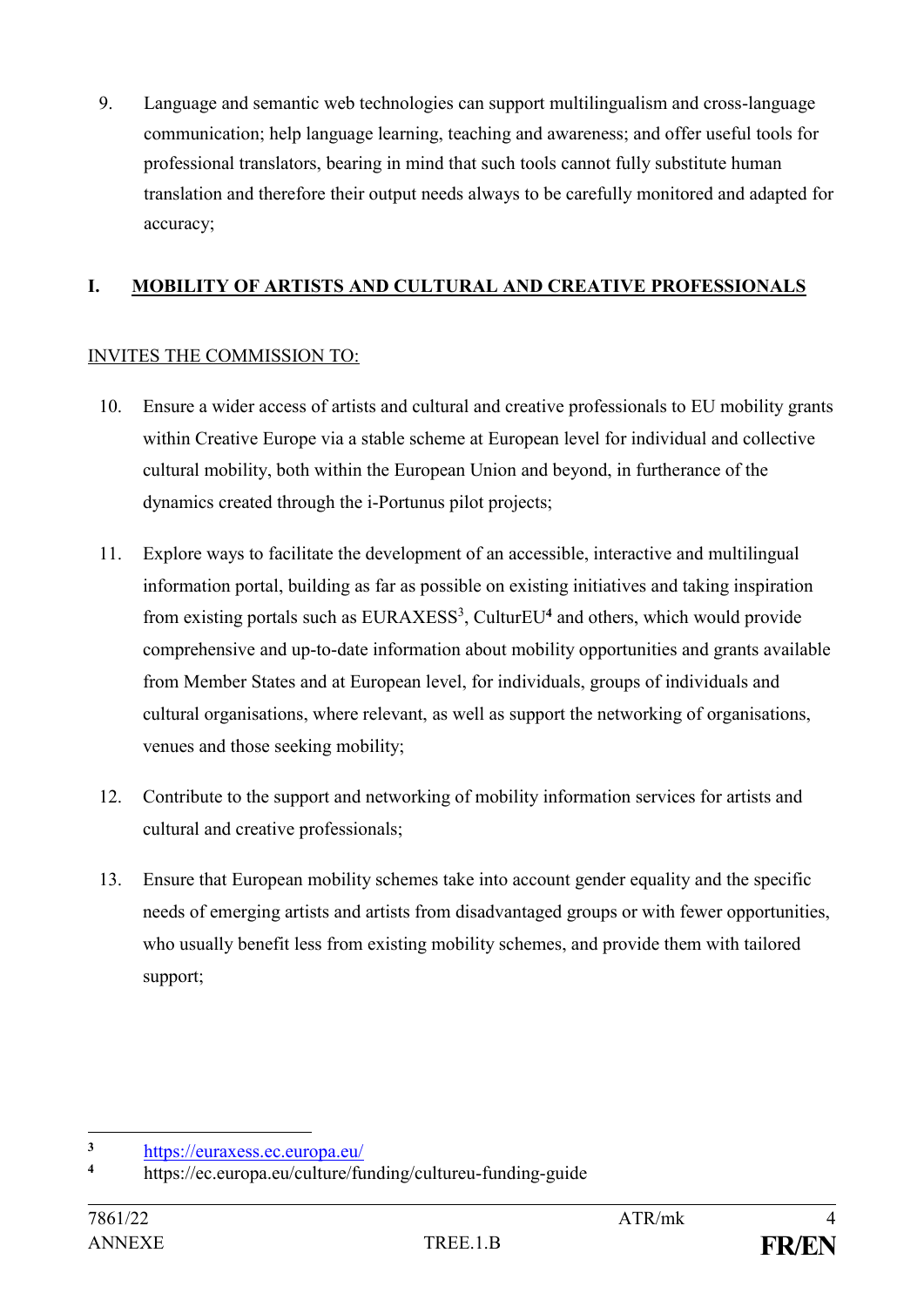9. Language and semantic web technologies can support multilingualism and cross-language communication; help language learning, teaching and awareness; and offer useful tools for professional translators, bearing in mind that such tools cannot fully substitute human translation and therefore their output needs always to be carefully monitored and adapted for accuracy;

## I. MOBILITY OF ARTISTS AND CULTURAL AND CREATIVE PROFESSIONALS

INVITES THE COMMISSION TO:

10. Ensure a wider access of artists and cultural and creative professionals to EU mobility grants within Creative Europe via a stable scheme at European level for individual and collective cultural mobility, both within the European Union and beyond, in furtherance of the dynamics created through the i-Portunus pilot projects;

11. Explore ways to facilitate the development of an accessible, interactive and multilingual information portal, building as far as possible on existing initiatives and taking inspiration from existing portals such as EURAXESS[3], CulturEU[4] and others, which would provide comprehensive and up-to-date information about mobility opportunities and grants available from Member States and at European level, for individuals, groups of individuals and cultural organisations, where relevant, as well as support the networking of organisations, venues and those seeking mobility;

12. Contribute to the support and networking of mobility information services for artists and cultural and creative professionals;

13. Ensure that European mobility schemes take into account gender equality and the specific needs of emerging artists and artists from disadvantaged groups or with fewer opportunities, who usually benefit less from existing mobility schemes, and provide them with tailored support;

---

[3] https://euraxess.ec.europa.eu/

[4] https://ec.europa.eu/culture/funding/cultureu-funding-guide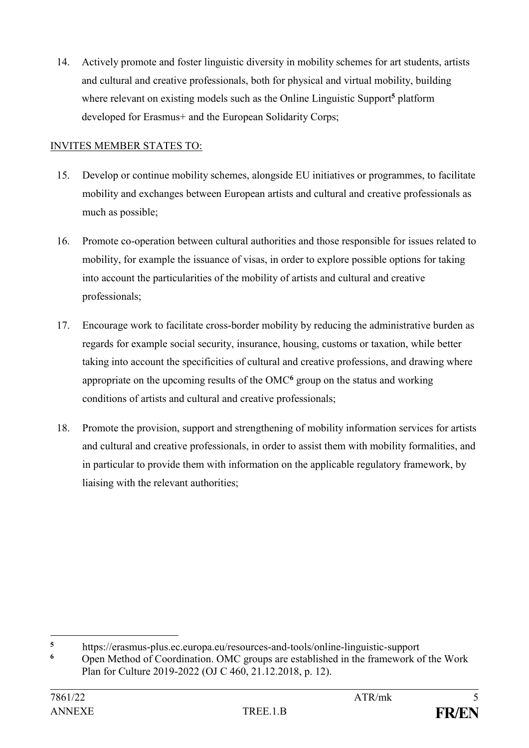14. Actively promote and foster linguistic diversity in mobility schemes for art students, artists and cultural and creative professionals, both for physical and virtual mobility, building where relevant on existing models such as the Online Linguistic Support[5] platform developed for Erasmus+ and the European Solidarity Corps;

INVITES MEMBER STATES TO:

15. Develop or continue mobility schemes, alongside EU initiatives or programmes, to facilitate mobility and exchanges between European artists and cultural and creative professionals as much as possible;

16. Promote co-operation between cultural authorities and those responsible for issues related to mobility, for example the issuance of visas, in order to explore possible options for taking into account the particularities of the mobility of artists and cultural and creative professionals;

17. Encourage work to facilitate cross-border mobility by reducing the administrative burden as regards for example social security, insurance, housing, customs or taxation, while better taking into account the specificities of cultural and creative professions, and drawing where appropriate on the upcoming results of the OMC[6] group on the status and working conditions of artists and cultural and creative professionals;

18. Promote the provision, support and strengthening of mobility information services for artists and cultural and creative professionals, in order to assist them with mobility formalities, and in particular to provide them with information on the applicable regulatory framework, by liaising with the relevant authorities;

---

[5] https://erasmus-plus.ec.europa.eu/resources-and-tools/online-linguistic-support

[6] Open Method of Coordination. OMC groups are established in the framework of the Work Plan for Culture 2019-2022 (OJ C 460, 21.12.2018, p. 12).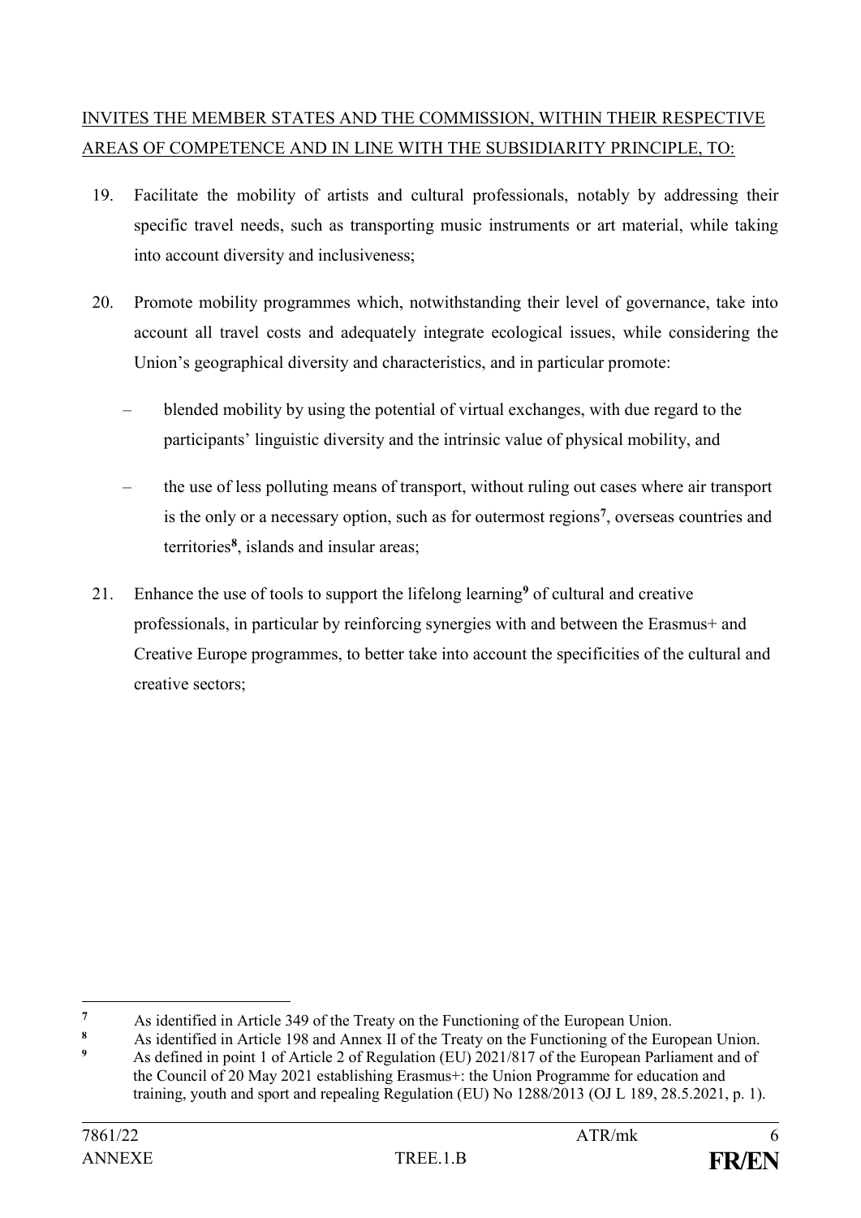INVITES THE MEMBER STATES AND THE COMMISSION, WITHIN THEIR RESPECTIVE AREAS OF COMPETENCE AND IN LINE WITH THE SUBSIDIARITY PRINCIPLE, TO:

19. Facilitate the mobility of artists and cultural professionals, notably by addressing their specific travel needs, such as transporting music instruments or art material, while taking into account diversity and inclusiveness;

20. Promote mobility programmes which, notwithstanding their level of governance, take into account all travel costs and adequately integrate ecological issues, while considering the Union's geographical diversity and characteristics, and in particular promote:

    – blended mobility by using the potential of virtual exchanges, with due regard to the participants' linguistic diversity and the intrinsic value of physical mobility, and

    – the use of less polluting means of transport, without ruling out cases where air transport is the only or a necessary option, such as for outermost regions[7], overseas countries and territories[8], islands and insular areas;

21. Enhance the use of tools to support the lifelong learning[9] of cultural and creative professionals, in particular by reinforcing synergies with and between the Erasmus+ and Creative Europe programmes, to better take into account the specificities of the cultural and creative sectors;

---

[7] As identified in Article 349 of the Treaty on the Functioning of the European Union.

[8] As identified in Article 198 and Annex II of the Treaty on the Functioning of the European Union.

[9] As defined in point 1 of Article 2 of Regulation (EU) 2021/817 of the European Parliament and of the Council of 20 May 2021 establishing Erasmus+: the Union Programme for education and training, youth and sport and repealing Regulation (EU) No 1288/2013 (OJ L 189, 28.5.2021, p. 1).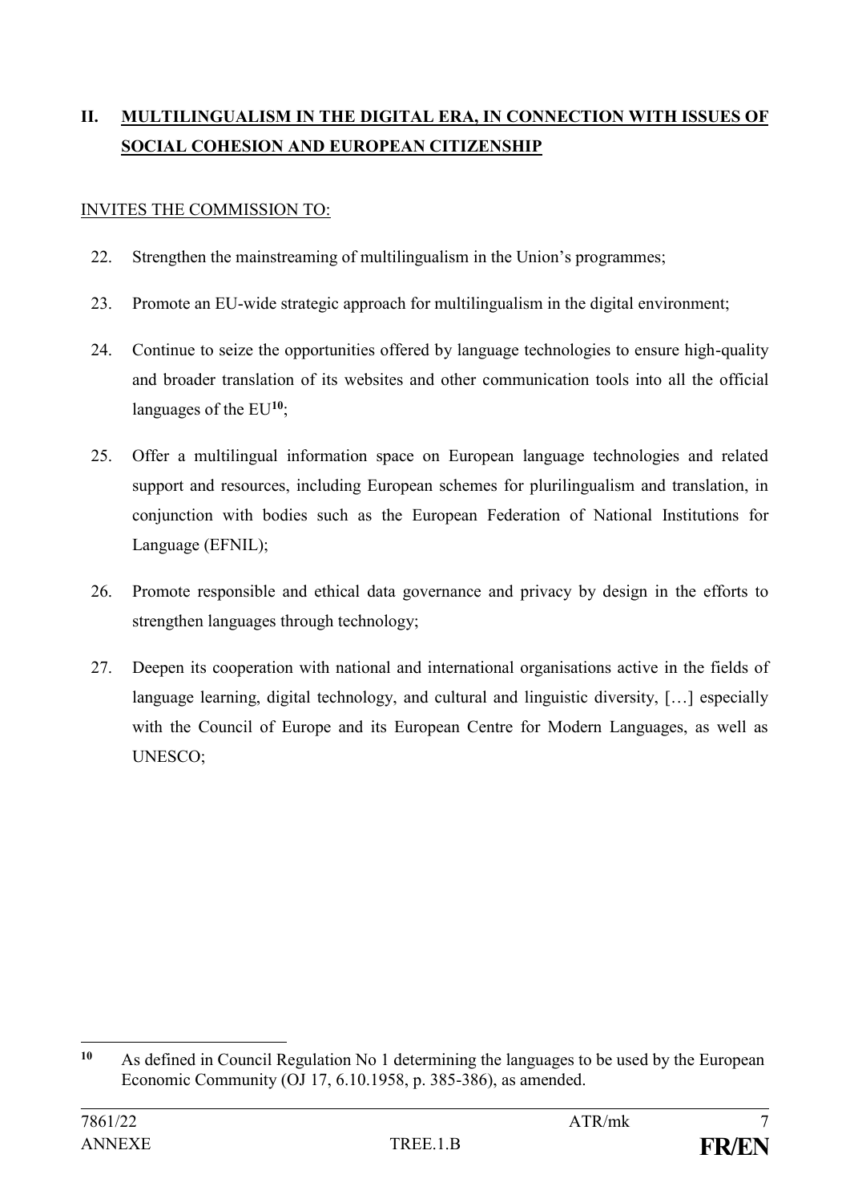## II. MULTILINGUALISM IN THE DIGITAL ERA, IN CONNECTION WITH ISSUES OF SOCIAL COHESION AND EUROPEAN CITIZENSHIP

INVITES THE COMMISSION TO:

22. Strengthen the mainstreaming of multilingualism in the Union's programmes;
23. Promote an EU-wide strategic approach for multilingualism in the digital environment;
24. Continue to seize the opportunities offered by language technologies to ensure high-quality and broader translation of its websites and other communication tools into all the official languages of the EU[10];
25. Offer a multilingual information space on European language technologies and related support and resources, including European schemes for plurilingualism and translation, in conjunction with bodies such as the European Federation of National Institutions for Language (EFNIL);
26. Promote responsible and ethical data governance and privacy by design in the efforts to strengthen languages through technology;
27. Deepen its cooperation with national and international organisations active in the fields of language learning, digital technology, and cultural and linguistic diversity, […] especially with the Council of Europe and its European Centre for Modern Languages, as well as UNESCO;

---

[10] As defined in Council Regulation No 1 determining the languages to be used by the European Economic Community (OJ 17, 6.10.1958, p. 385-386), as amended.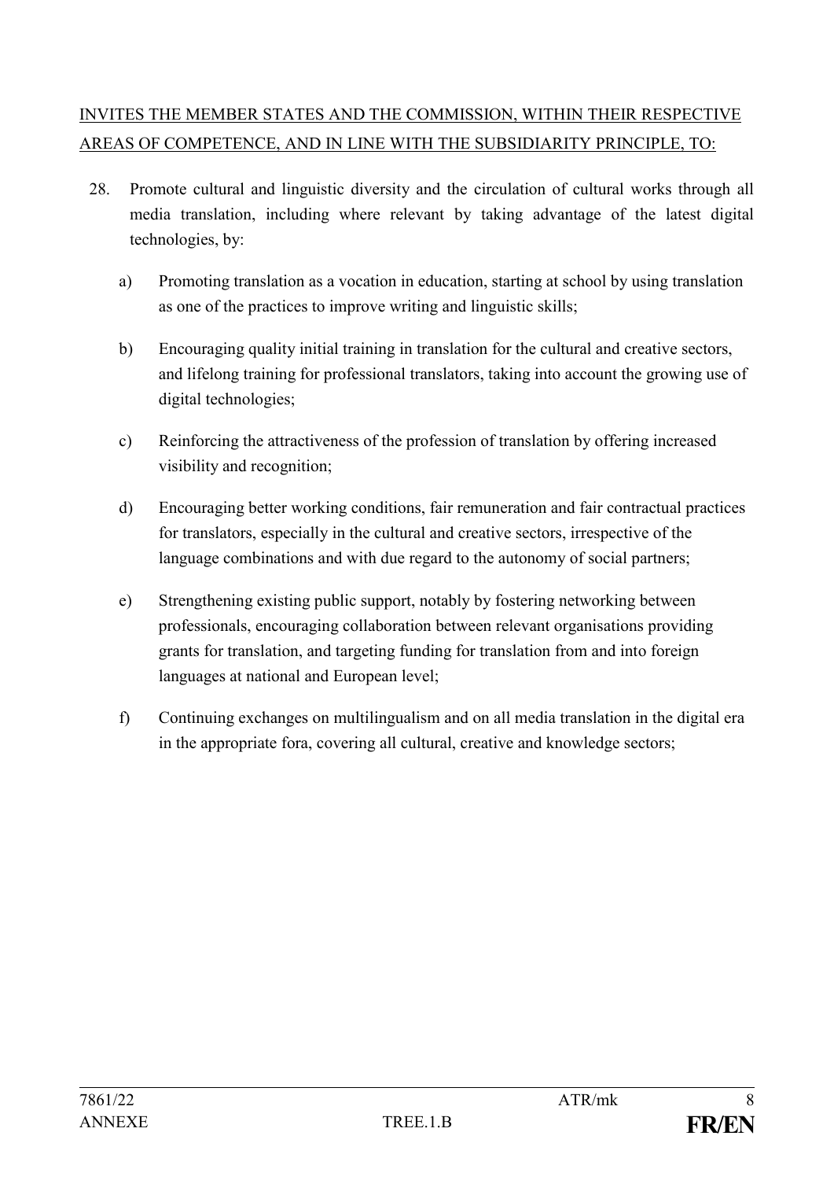<u>INVITES THE MEMBER STATES AND THE COMMISSION, WITHIN THEIR RESPECTIVE AREAS OF COMPETENCE, AND IN LINE WITH THE SUBSIDIARITY PRINCIPLE, TO:</u>

28. Promote cultural and linguistic diversity and the circulation of cultural works through all media translation, including where relevant by taking advantage of the latest digital technologies, by:

    a) Promoting translation as a vocation in education, starting at school by using translation as one of the practices to improve writing and linguistic skills;

    b) Encouraging quality initial training in translation for the cultural and creative sectors, and lifelong training for professional translators, taking into account the growing use of digital technologies;

    c) Reinforcing the attractiveness of the profession of translation by offering increased visibility and recognition;

    d) Encouraging better working conditions, fair remuneration and fair contractual practices for translators, especially in the cultural and creative sectors, irrespective of the language combinations and with due regard to the autonomy of social partners;

    e) Strengthening existing public support, notably by fostering networking between professionals, encouraging collaboration between relevant organisations providing grants for translation, and targeting funding for translation from and into foreign languages at national and European level;

    f) Continuing exchanges on multilingualism and on all media translation in the digital era in the appropriate fora, covering all cultural, creative and knowledge sectors;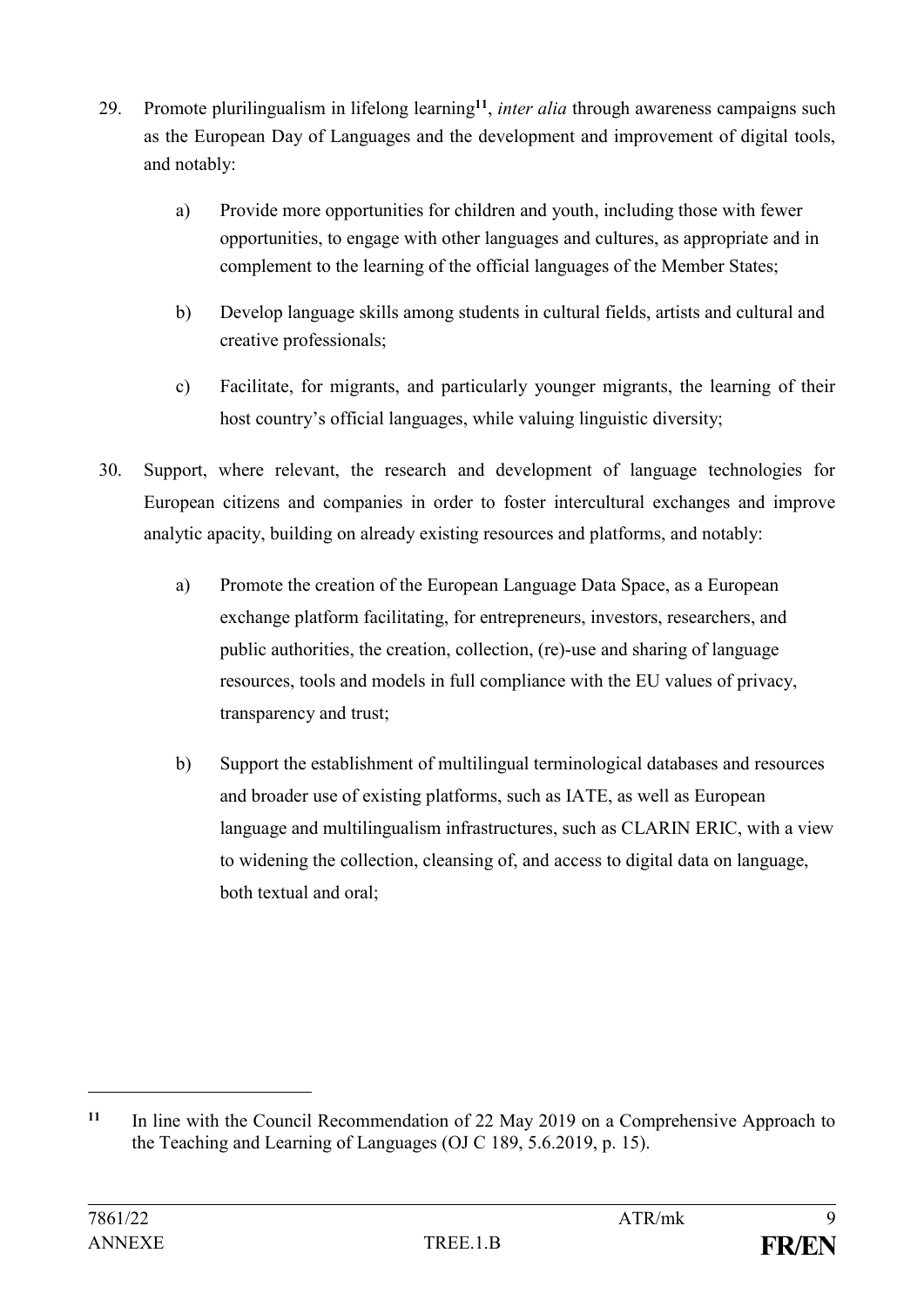29. Promote plurilingualism in lifelong learning[11], *inter alia* through awareness campaigns such as the European Day of Languages and the development and improvement of digital tools, and notably:

    a) Provide more opportunities for children and youth, including those with fewer opportunities, to engage with other languages and cultures, as appropriate and in complement to the learning of the official languages of the Member States;

    b) Develop language skills among students in cultural fields, artists and cultural and creative professionals;

    c) Facilitate, for migrants, and particularly younger migrants, the learning of their host country's official languages, while valuing linguistic diversity;

30. Support, where relevant, the research and development of language technologies for European citizens and companies in order to foster intercultural exchanges and improve analytic apacity, building on already existing resources and platforms, and notably:

    a) Promote the creation of the European Language Data Space, as a European exchange platform facilitating, for entrepreneurs, investors, researchers, and public authorities, the creation, collection, (re)-use and sharing of language resources, tools and models in full compliance with the EU values of privacy, transparency and trust;

    b) Support the establishment of multilingual terminological databases and resources and broader use of existing platforms, such as IATE, as well as European language and multilingualism infrastructures, such as CLARIN ERIC, with a view to widening the collection, cleansing of, and access to digital data on language, both textual and oral;

---

[11] In line with the Council Recommendation of 22 May 2019 on a Comprehensive Approach to the Teaching and Learning of Languages (OJ C 189, 5.6.2019, p. 15).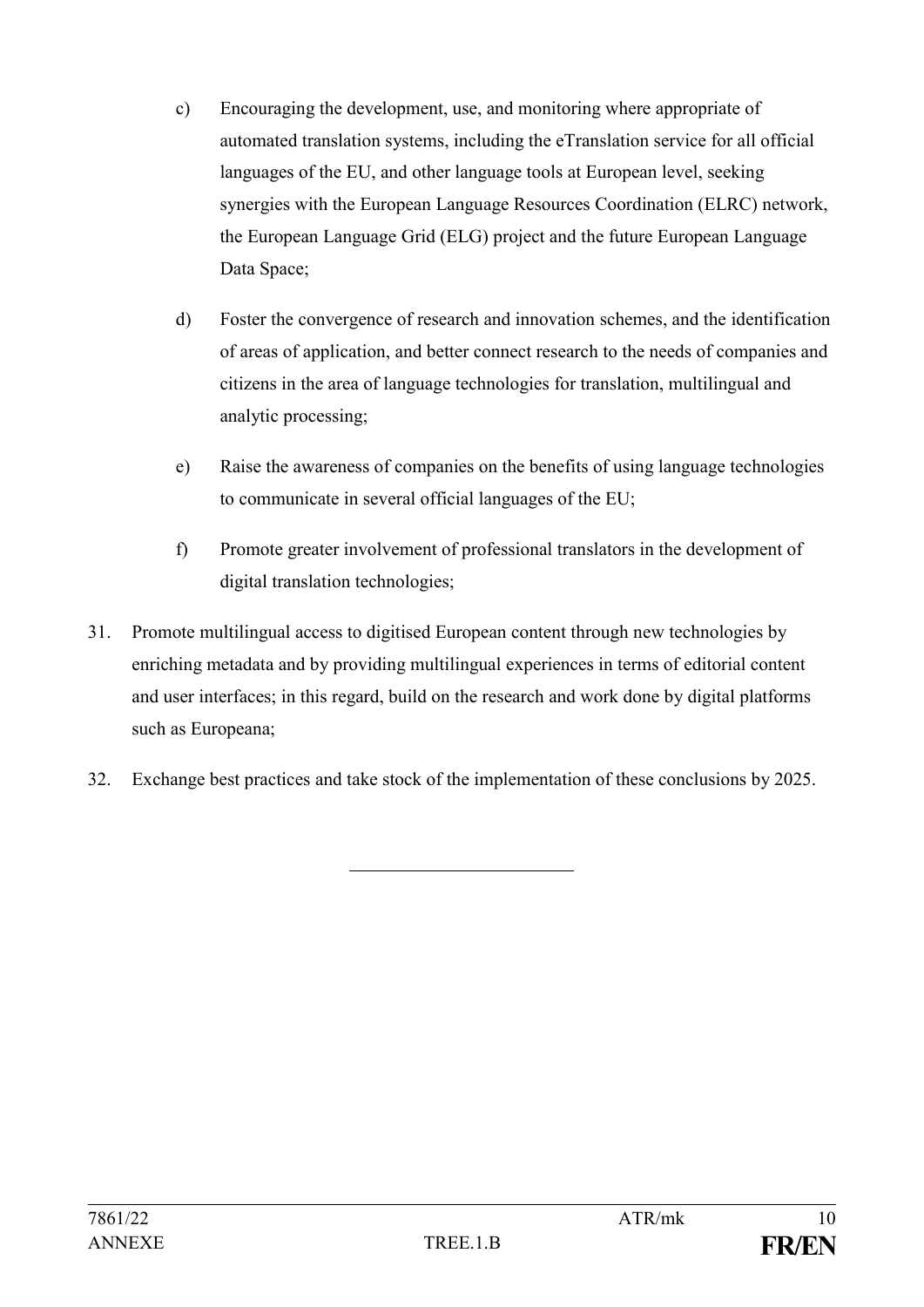c) Encouraging the development, use, and monitoring where appropriate of automated translation systems, including the eTranslation service for all official languages of the EU, and other language tools at European level, seeking synergies with the European Language Resources Coordination (ELRC) network, the European Language Grid (ELG) project and the future European Language Data Space;

d) Foster the convergence of research and innovation schemes, and the identification of areas of application, and better connect research to the needs of companies and citizens in the area of language technologies for translation, multilingual and analytic processing;

e) Raise the awareness of companies on the benefits of using language technologies to communicate in several official languages of the EU;

f) Promote greater involvement of professional translators in the development of digital translation technologies;

31. Promote multilingual access to digitised European content through new technologies by enriching metadata and by providing multilingual experiences in terms of editorial content and user interfaces; in this regard, build on the research and work done by digital platforms such as Europeana;

32. Exchange best practices and take stock of the implementation of these conclusions by 2025.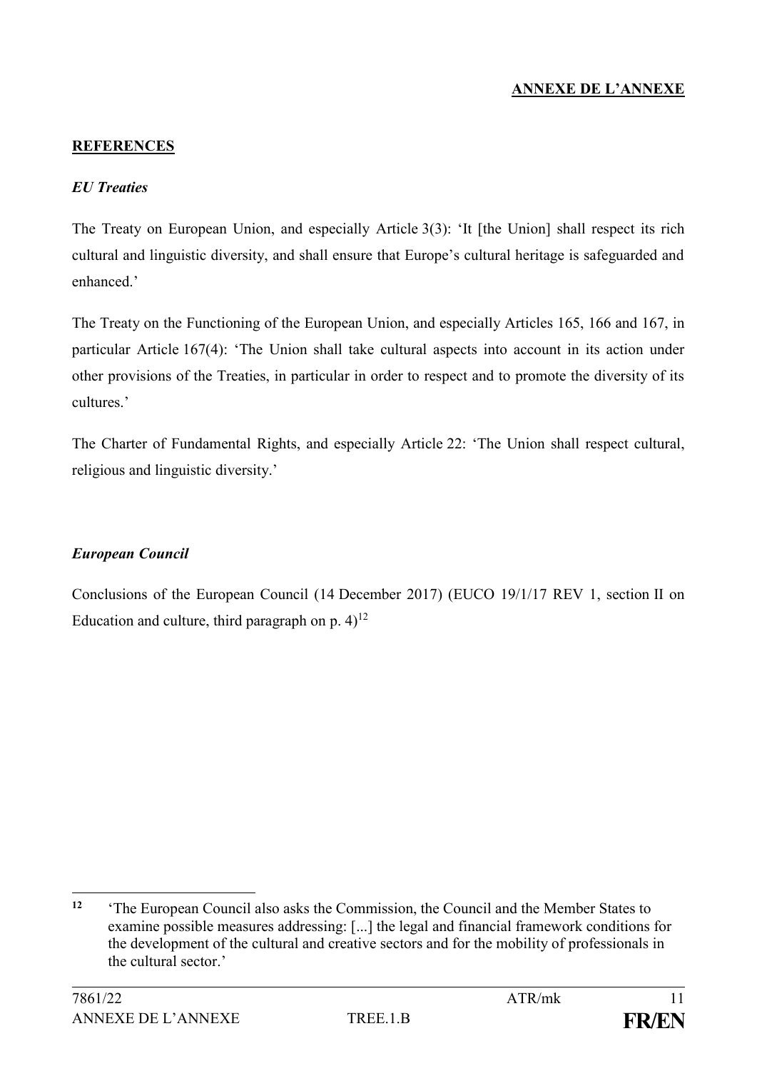**ANNEXE DE L'ANNEXE**

**REFERENCES**

***EU Treaties***

The Treaty on European Union, and especially Article 3(3): 'It [the Union] shall respect its rich cultural and linguistic diversity, and shall ensure that Europe's cultural heritage is safeguarded and enhanced.'

The Treaty on the Functioning of the European Union, and especially Articles 165, 166 and 167, in particular Article 167(4): 'The Union shall take cultural aspects into account in its action under other provisions of the Treaties, in particular in order to respect and to promote the diversity of its cultures.'

The Charter of Fundamental Rights, and especially Article 22: 'The Union shall respect cultural, religious and linguistic diversity.'

***European Council***

Conclusions of the European Council (14 December 2017) (EUCO 19/1/17 REV 1, section II on Education and culture, third paragraph on p. 4)[12]

---

[12] 'The European Council also asks the Commission, the Council and the Member States to examine possible measures addressing: [...] the legal and financial framework conditions for the development of the cultural and creative sectors and for the mobility of professionals in the cultural sector.'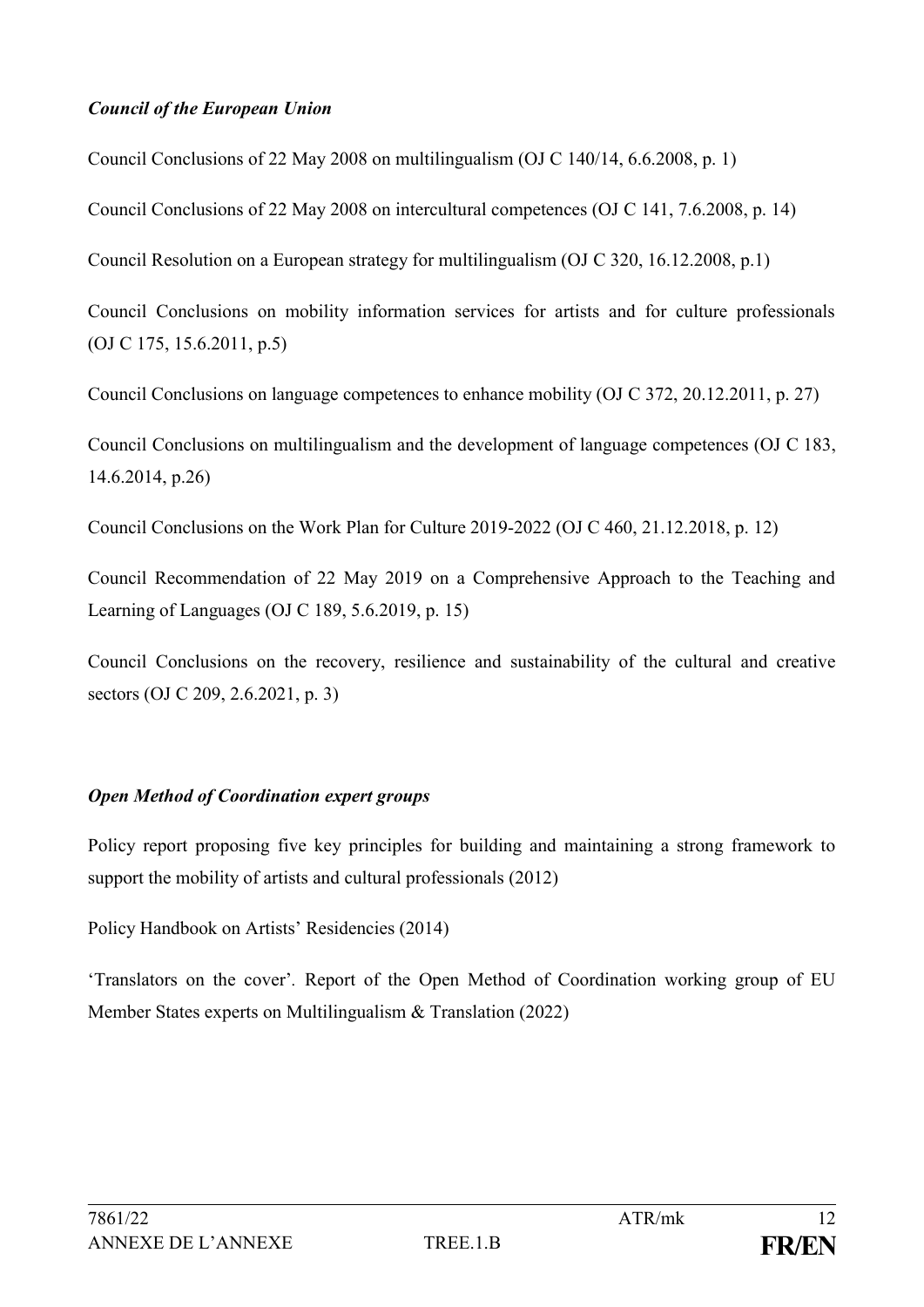***Council of the European Union***

Council Conclusions of 22 May 2008 on multilingualism (OJ C 140/14, 6.6.2008, p. 1)

Council Conclusions of 22 May 2008 on intercultural competences (OJ C 141, 7.6.2008, p. 14)

Council Resolution on a European strategy for multilingualism (OJ C 320, 16.12.2008, p.1)

Council Conclusions on mobility information services for artists and for culture professionals (OJ C 175, 15.6.2011, p.5)

Council Conclusions on language competences to enhance mobility (OJ C 372, 20.12.2011, p. 27)

Council Conclusions on multilingualism and the development of language competences (OJ C 183, 14.6.2014, p.26)

Council Conclusions on the Work Plan for Culture 2019-2022 (OJ C 460, 21.12.2018, p. 12)

Council Recommendation of 22 May 2019 on a Comprehensive Approach to the Teaching and Learning of Languages (OJ C 189, 5.6.2019, p. 15)

Council Conclusions on the recovery, resilience and sustainability of the cultural and creative sectors (OJ C 209, 2.6.2021, p. 3)

***Open Method of Coordination expert groups***

Policy report proposing five key principles for building and maintaining a strong framework to support the mobility of artists and cultural professionals (2012)

Policy Handbook on Artists' Residencies (2014)

'Translators on the cover'. Report of the Open Method of Coordination working group of EU Member States experts on Multilingualism & Translation (2022)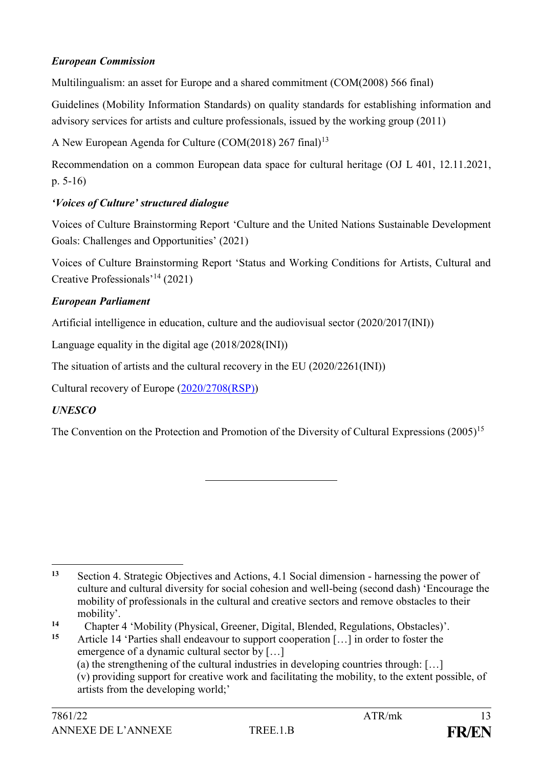***European Commission***

Multilingualism: an asset for Europe and a shared commitment (COM(2008) 566 final)

Guidelines (Mobility Information Standards) on quality standards for establishing information and advisory services for artists and culture professionals, issued by the working group (2011)

A New European Agenda for Culture (COM(2018) 267 final)[13]

Recommendation on a common European data space for cultural heritage (OJ L 401, 12.11.2021, p. 5-16)

***'Voices of Culture' structured dialogue***

Voices of Culture Brainstorming Report 'Culture and the United Nations Sustainable Development Goals: Challenges and Opportunities' (2021)

Voices of Culture Brainstorming Report 'Status and Working Conditions for Artists, Cultural and Creative Professionals'[14] (2021)

***European Parliament***

Artificial intelligence in education, culture and the audiovisual sector (2020/2017(INI))

Language equality in the digital age (2018/2028(INI))

The situation of artists and the cultural recovery in the EU (2020/2261(INI))

Cultural recovery of Europe (2020/2708(RSP))

***UNESCO***

The Convention on the Protection and Promotion of the Diversity of Cultural Expressions (2005)[15]

---

[13] Section 4. Strategic Objectives and Actions, 4.1 Social dimension - harnessing the power of culture and cultural diversity for social cohesion and well-being (second dash) 'Encourage the mobility of professionals in the cultural and creative sectors and remove obstacles to their mobility'.

[14] Chapter 4 'Mobility (Physical, Greener, Digital, Blended, Regulations, Obstacles)'.

[15] Article 14 'Parties shall endeavour to support cooperation […] in order to foster the emergence of a dynamic cultural sector by […]
(a) the strengthening of the cultural industries in developing countries through: […]
(v) providing support for creative work and facilitating the mobility, to the extent possible, of artists from the developing world;'